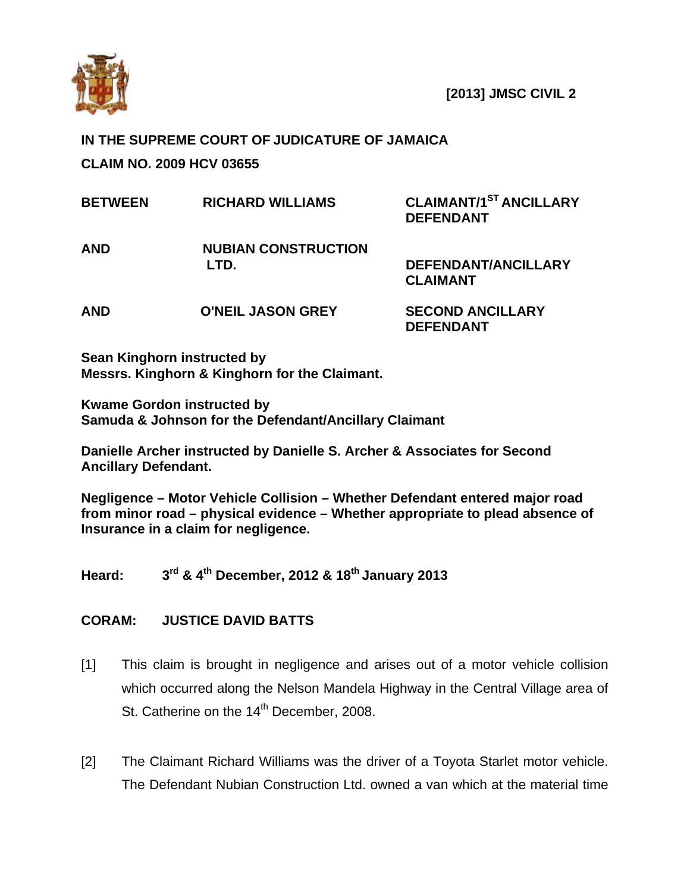**[2013] JMSC CIVIL 2**

**IN THE SUPREME COURT OF JUDICATURE OF JAMAICA**

**CLAIM NO. 2009 HCV 03655**

| | | |
|---|---|---|
| **BETWEEN** | **RICHARD WILLIAMS** | **CLAIMANT/1ST ANCILLARY DEFENDANT** |
| **AND** | **NUBIAN CONSTRUCTION LTD.** | **DEFENDANT/ANCILLARY CLAIMANT** |
| **AND** | **O'NEIL JASON GREY** | **SECOND ANCILLARY DEFENDANT** |

**Sean Kinghorn instructed by Messrs. Kinghorn & Kinghorn for the Claimant.**

**Kwame Gordon instructed by Samuda & Johnson for the Defendant/Ancillary Claimant**

**Danielle Archer instructed by Danielle S. Archer & Associates for Second Ancillary Defendant.**

**Negligence – Motor Vehicle Collision – Whether Defendant entered major road from minor road – physical evidence – Whether appropriate to plead absence of Insurance in a claim for negligence.**

**Heard: 3rd & 4th December, 2012 & 18th January 2013**

**CORAM: JUSTICE DAVID BATTS**

[1] This claim is brought in negligence and arises out of a motor vehicle collision which occurred along the Nelson Mandela Highway in the Central Village area of St. Catherine on the 14th December, 2008.

[2] The Claimant Richard Williams was the driver of a Toyota Starlet motor vehicle. The Defendant Nubian Construction Ltd. owned a van which at the material time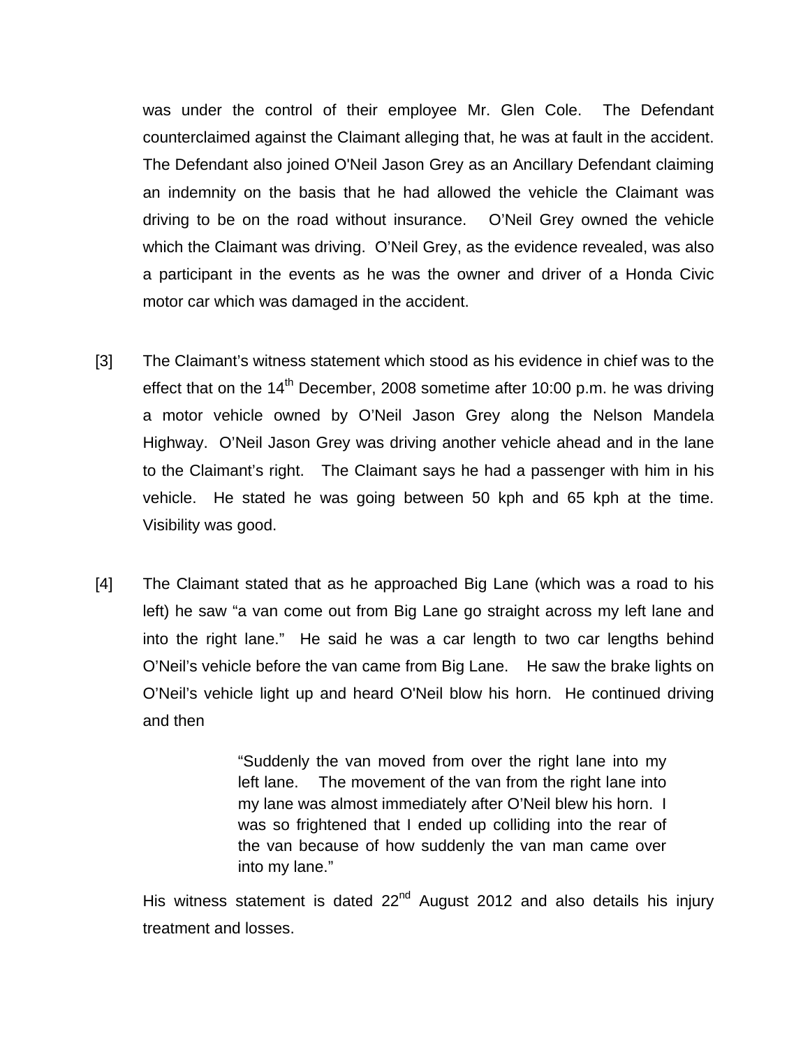was under the control of their employee Mr. Glen Cole. The Defendant counterclaimed against the Claimant alleging that, he was at fault in the accident. The Defendant also joined O'Neil Jason Grey as an Ancillary Defendant claiming an indemnity on the basis that he had allowed the vehicle the Claimant was driving to be on the road without insurance. O'Neil Grey owned the vehicle which the Claimant was driving. O'Neil Grey, as the evidence revealed, was also a participant in the events as he was the owner and driver of a Honda Civic motor car which was damaged in the accident.

[3] The Claimant's witness statement which stood as his evidence in chief was to the effect that on the 14th December, 2008 sometime after 10:00 p.m. he was driving a motor vehicle owned by O'Neil Jason Grey along the Nelson Mandela Highway. O'Neil Jason Grey was driving another vehicle ahead and in the lane to the Claimant's right. The Claimant says he had a passenger with him in his vehicle. He stated he was going between 50 kph and 65 kph at the time. Visibility was good.

[4] The Claimant stated that as he approached Big Lane (which was a road to his left) he saw "a van come out from Big Lane go straight across my left lane and into the right lane." He said he was a car length to two car lengths behind O'Neil's vehicle before the van came from Big Lane. He saw the brake lights on O'Neil's vehicle light up and heard O'Neil blow his horn. He continued driving and then

> "Suddenly the van moved from over the right lane into my left lane. The movement of the van from the right lane into my lane was almost immediately after O'Neil blew his horn. I was so frightened that I ended up colliding into the rear of the van because of how suddenly the van man came over into my lane."

His witness statement is dated 22nd August 2012 and also details his injury treatment and losses.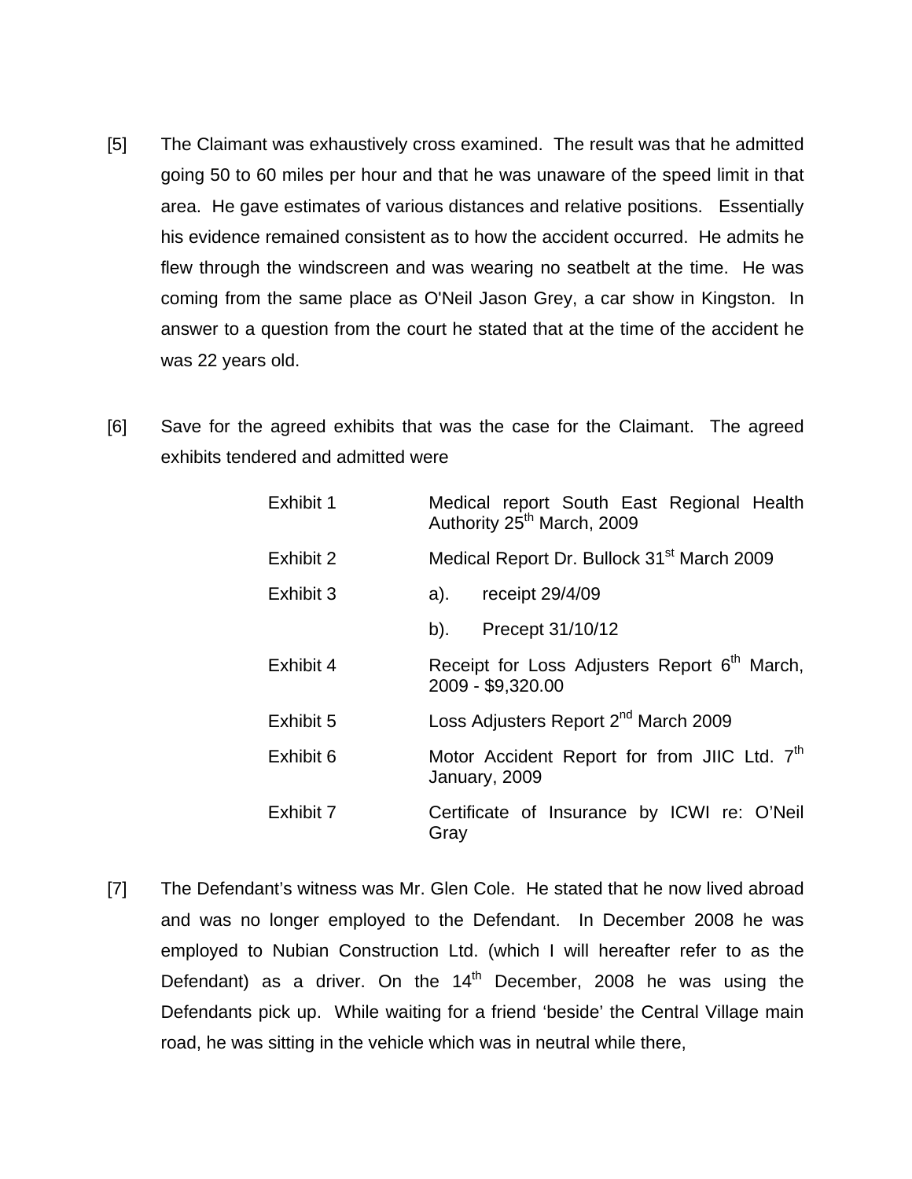[5] The Claimant was exhaustively cross examined. The result was that he admitted going 50 to 60 miles per hour and that he was unaware of the speed limit in that area. He gave estimates of various distances and relative positions. Essentially his evidence remained consistent as to how the accident occurred. He admits he flew through the windscreen and was wearing no seatbelt at the time. He was coming from the same place as O'Neil Jason Grey, a car show in Kingston. In answer to a question from the court he stated that at the time of the accident he was 22 years old.

[6] Save for the agreed exhibits that was the case for the Claimant. The agreed exhibits tendered and admitted were

| | |
|---|---|
| Exhibit 1 | Medical report South East Regional Health Authority 25th March, 2009 |
| Exhibit 2 | Medical Report Dr. Bullock 31st March 2009 |
| Exhibit 3 | a). receipt 29/4/09 |
| | b). Precept 31/10/12 |
| Exhibit 4 | Receipt for Loss Adjusters Report 6th March, 2009 - $9,320.00 |
| Exhibit 5 | Loss Adjusters Report 2nd March 2009 |
| Exhibit 6 | Motor Accident Report for from JIIC Ltd. 7th January, 2009 |
| Exhibit 7 | Certificate of Insurance by ICWI re: O'Neil Gray |

[7] The Defendant's witness was Mr. Glen Cole. He stated that he now lived abroad and was no longer employed to the Defendant. In December 2008 he was employed to Nubian Construction Ltd. (which I will hereafter refer to as the Defendant) as a driver. On the 14th December, 2008 he was using the Defendants pick up. While waiting for a friend 'beside' the Central Village main road, he was sitting in the vehicle which was in neutral while there,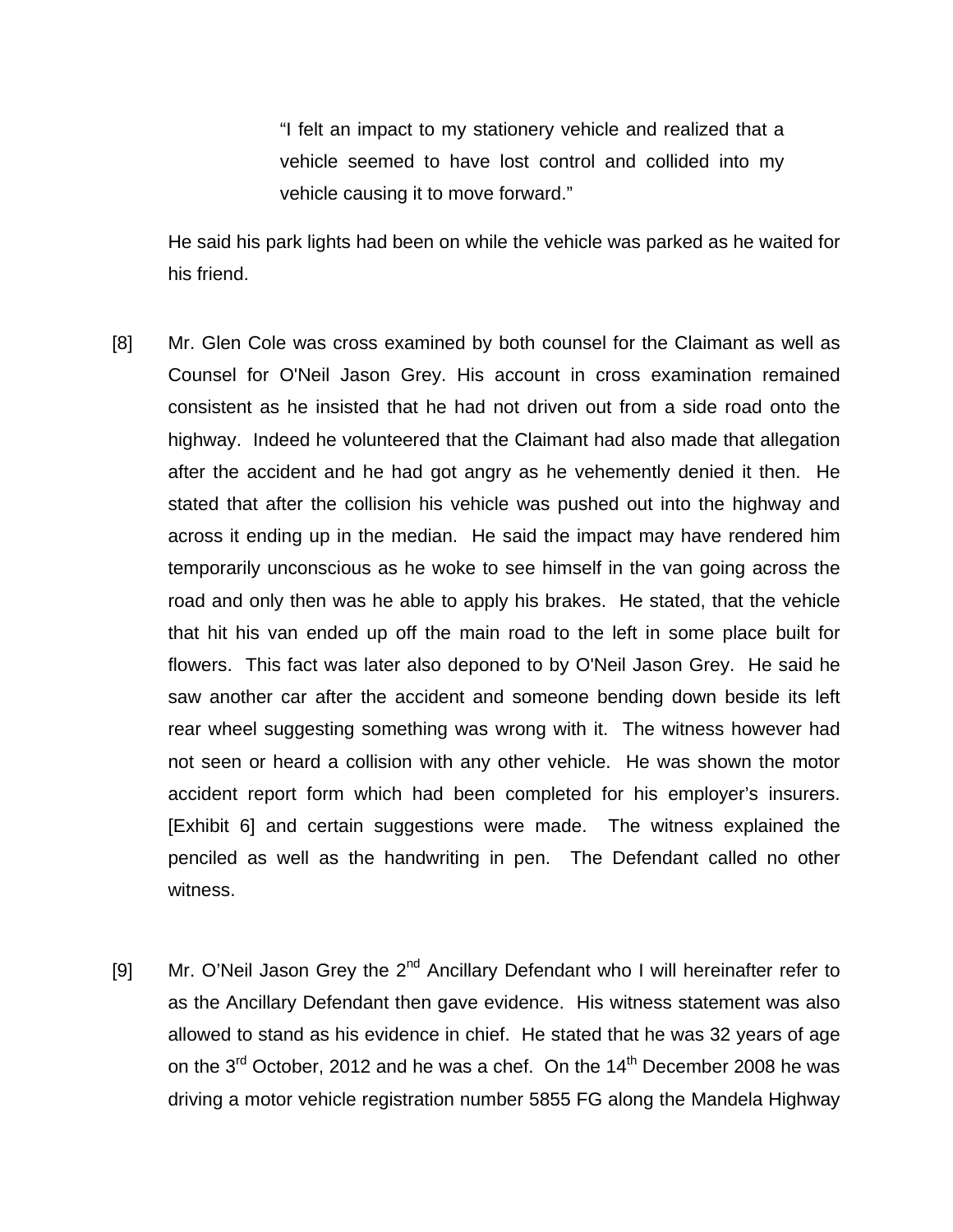> "I felt an impact to my stationery vehicle and realized that a vehicle seemed to have lost control and collided into my vehicle causing it to move forward."

He said his park lights had been on while the vehicle was parked as he waited for his friend.

[8] Mr. Glen Cole was cross examined by both counsel for the Claimant as well as Counsel for O'Neil Jason Grey. His account in cross examination remained consistent as he insisted that he had not driven out from a side road onto the highway. Indeed he volunteered that the Claimant had also made that allegation after the accident and he had got angry as he vehemently denied it then. He stated that after the collision his vehicle was pushed out into the highway and across it ending up in the median. He said the impact may have rendered him temporarily unconscious as he woke to see himself in the van going across the road and only then was he able to apply his brakes. He stated, that the vehicle that hit his van ended up off the main road to the left in some place built for flowers. This fact was later also deponed to by O'Neil Jason Grey. He said he saw another car after the accident and someone bending down beside its left rear wheel suggesting something was wrong with it. The witness however had not seen or heard a collision with any other vehicle. He was shown the motor accident report form which had been completed for his employer's insurers. [Exhibit 6] and certain suggestions were made. The witness explained the penciled as well as the handwriting in pen. The Defendant called no other witness.

[9] Mr. O'Neil Jason Grey the 2nd Ancillary Defendant who I will hereinafter refer to as the Ancillary Defendant then gave evidence. His witness statement was also allowed to stand as his evidence in chief. He stated that he was 32 years of age on the 3rd October, 2012 and he was a chef. On the 14th December 2008 he was driving a motor vehicle registration number 5855 FG along the Mandela Highway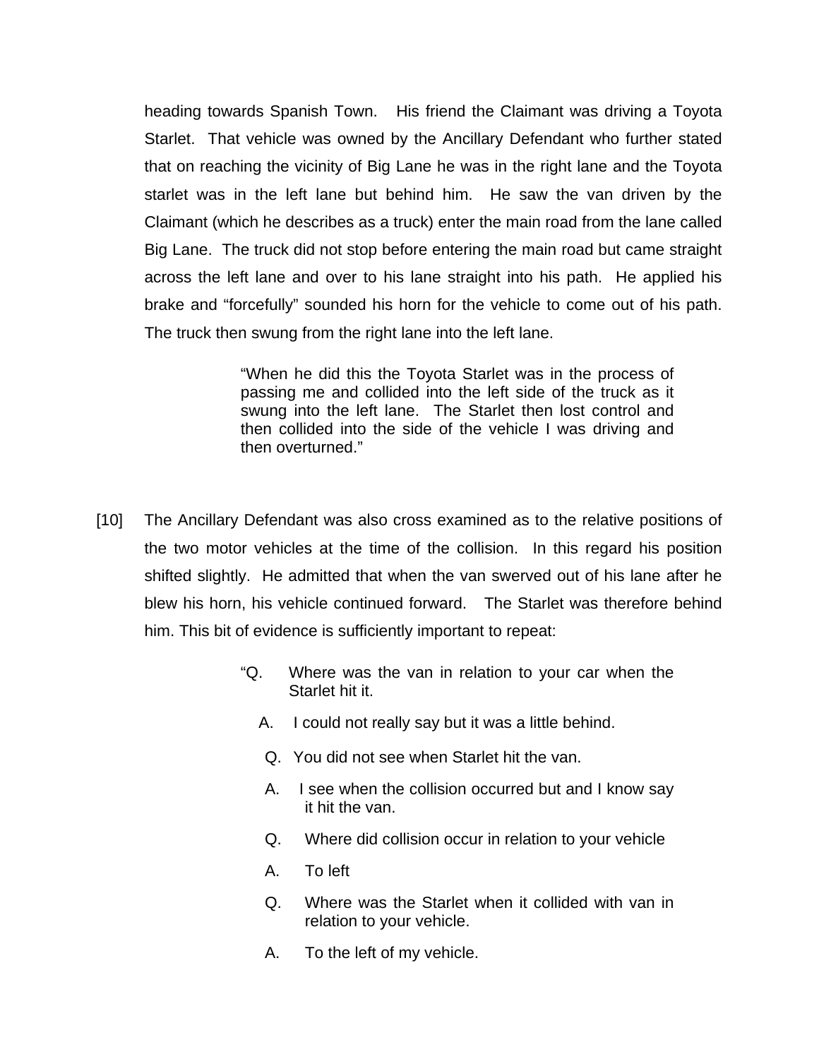heading towards Spanish Town. His friend the Claimant was driving a Toyota Starlet. That vehicle was owned by the Ancillary Defendant who further stated that on reaching the vicinity of Big Lane he was in the right lane and the Toyota starlet was in the left lane but behind him. He saw the van driven by the Claimant (which he describes as a truck) enter the main road from the lane called Big Lane. The truck did not stop before entering the main road but came straight across the left lane and over to his lane straight into his path. He applied his brake and "forcefully" sounded his horn for the vehicle to come out of his path. The truck then swung from the right lane into the left lane.

> "When he did this the Toyota Starlet was in the process of passing me and collided into the left side of the truck as it swung into the left lane. The Starlet then lost control and then collided into the side of the vehicle I was driving and then overturned."

[10] The Ancillary Defendant was also cross examined as to the relative positions of the two motor vehicles at the time of the collision. In this regard his position shifted slightly. He admitted that when the van swerved out of his lane after he blew his horn, his vehicle continued forward. The Starlet was therefore behind him. This bit of evidence is sufficiently important to repeat:

> "Q. Where was the van in relation to your car when the Starlet hit it.
>
> A. I could not really say but it was a little behind.
>
> Q. You did not see when Starlet hit the van.
>
> A. I see when the collision occurred but and I know say it hit the van.
>
> Q. Where did collision occur in relation to your vehicle
>
> A. To left
>
> Q. Where was the Starlet when it collided with van in relation to your vehicle.
>
> A. To the left of my vehicle.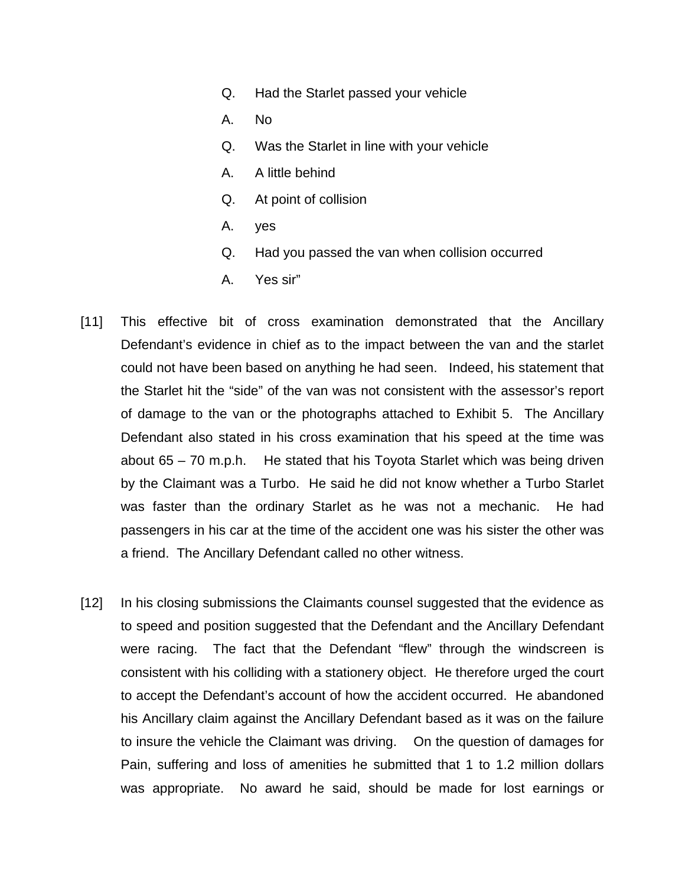Q. Had the Starlet passed your vehicle

A. No

Q. Was the Starlet in line with your vehicle

A. A little behind

Q. At point of collision

A. yes

Q. Had you passed the van when collision occurred

A. Yes sir"

[11] This effective bit of cross examination demonstrated that the Ancillary Defendant's evidence in chief as to the impact between the van and the starlet could not have been based on anything he had seen. Indeed, his statement that the Starlet hit the "side" of the van was not consistent with the assessor's report of damage to the van or the photographs attached to Exhibit 5. The Ancillary Defendant also stated in his cross examination that his speed at the time was about 65 – 70 m.p.h. He stated that his Toyota Starlet which was being driven by the Claimant was a Turbo. He said he did not know whether a Turbo Starlet was faster than the ordinary Starlet as he was not a mechanic. He had passengers in his car at the time of the accident one was his sister the other was a friend. The Ancillary Defendant called no other witness.

[12] In his closing submissions the Claimants counsel suggested that the evidence as to speed and position suggested that the Defendant and the Ancillary Defendant were racing. The fact that the Defendant "flew" through the windscreen is consistent with his colliding with a stationery object. He therefore urged the court to accept the Defendant's account of how the accident occurred. He abandoned his Ancillary claim against the Ancillary Defendant based as it was on the failure to insure the vehicle the Claimant was driving. On the question of damages for Pain, suffering and loss of amenities he submitted that 1 to 1.2 million dollars was appropriate. No award he said, should be made for lost earnings or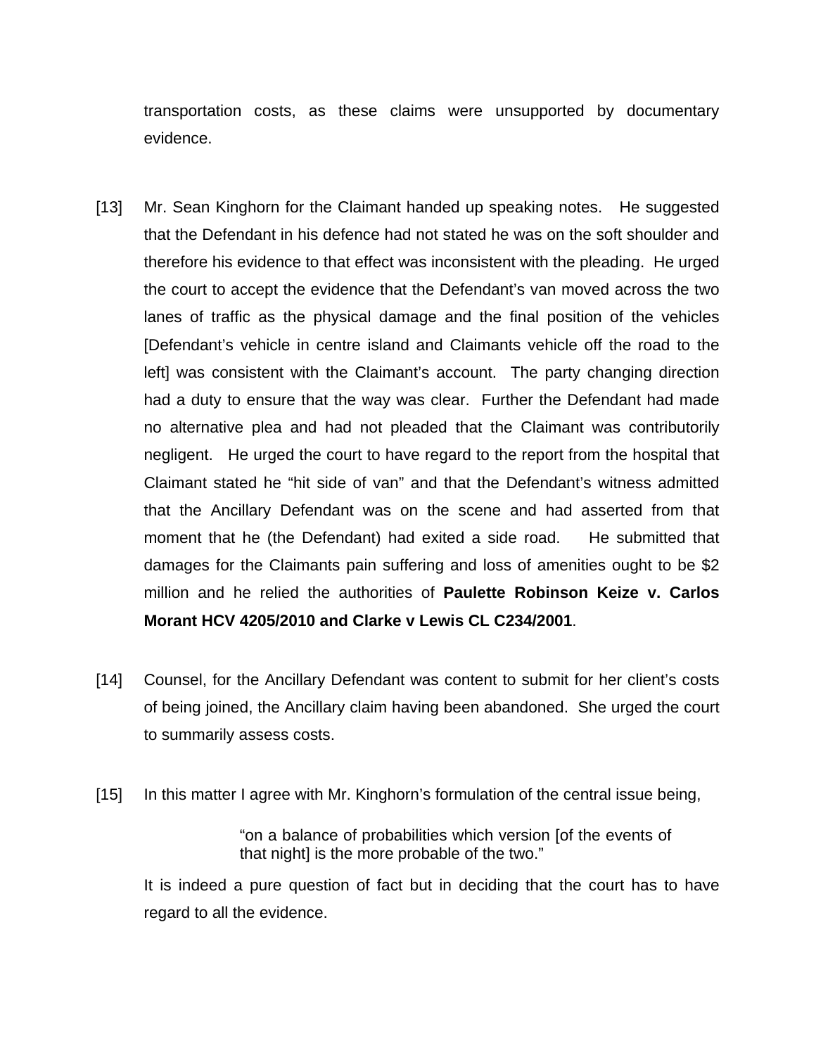transportation costs, as these claims were unsupported by documentary evidence.

[13] Mr. Sean Kinghorn for the Claimant handed up speaking notes. He suggested that the Defendant in his defence had not stated he was on the soft shoulder and therefore his evidence to that effect was inconsistent with the pleading. He urged the court to accept the evidence that the Defendant's van moved across the two lanes of traffic as the physical damage and the final position of the vehicles [Defendant's vehicle in centre island and Claimants vehicle off the road to the left] was consistent with the Claimant's account. The party changing direction had a duty to ensure that the way was clear. Further the Defendant had made no alternative plea and had not pleaded that the Claimant was contributorily negligent. He urged the court to have regard to the report from the hospital that Claimant stated he "hit side of van" and that the Defendant's witness admitted that the Ancillary Defendant was on the scene and had asserted from that moment that he (the Defendant) had exited a side road. He submitted that damages for the Claimants pain suffering and loss of amenities ought to be $2 million and he relied the authorities of **Paulette Robinson Keize v. Carlos Morant HCV 4205/2010 and Clarke v Lewis CL C234/2001**.

[14] Counsel, for the Ancillary Defendant was content to submit for her client's costs of being joined, the Ancillary claim having been abandoned. She urged the court to summarily assess costs.

[15] In this matter I agree with Mr. Kinghorn's formulation of the central issue being,

> "on a balance of probabilities which version [of the events of that night] is the more probable of the two."

It is indeed a pure question of fact but in deciding that the court has to have regard to all the evidence.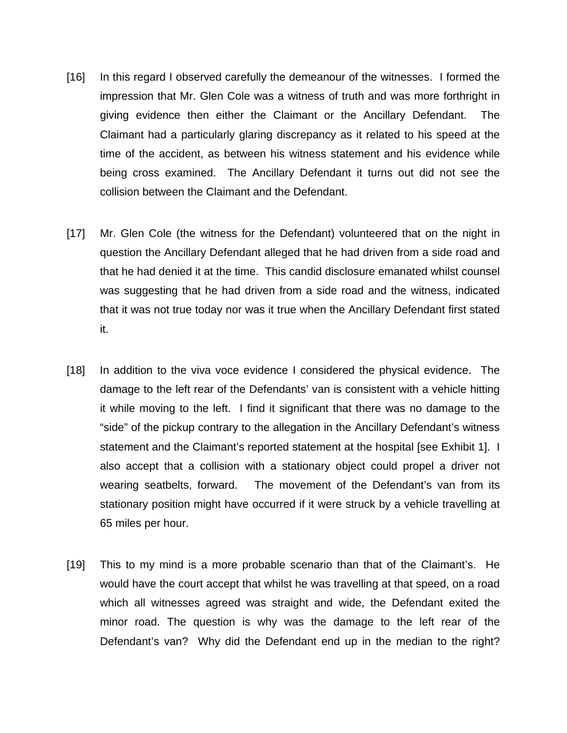[16] In this regard I observed carefully the demeanour of the witnesses. I formed the impression that Mr. Glen Cole was a witness of truth and was more forthright in giving evidence then either the Claimant or the Ancillary Defendant. The Claimant had a particularly glaring discrepancy as it related to his speed at the time of the accident, as between his witness statement and his evidence while being cross examined. The Ancillary Defendant it turns out did not see the collision between the Claimant and the Defendant.

[17] Mr. Glen Cole (the witness for the Defendant) volunteered that on the night in question the Ancillary Defendant alleged that he had driven from a side road and that he had denied it at the time. This candid disclosure emanated whilst counsel was suggesting that he had driven from a side road and the witness, indicated that it was not true today nor was it true when the Ancillary Defendant first stated it.

[18] In addition to the viva voce evidence I considered the physical evidence. The damage to the left rear of the Defendants' van is consistent with a vehicle hitting it while moving to the left. I find it significant that there was no damage to the "side" of the pickup contrary to the allegation in the Ancillary Defendant's witness statement and the Claimant's reported statement at the hospital [see Exhibit 1]. I also accept that a collision with a stationary object could propel a driver not wearing seatbelts, forward. The movement of the Defendant's van from its stationary position might have occurred if it were struck by a vehicle travelling at 65 miles per hour.

[19] This to my mind is a more probable scenario than that of the Claimant's. He would have the court accept that whilst he was travelling at that speed, on a road which all witnesses agreed was straight and wide, the Defendant exited the minor road. The question is why was the damage to the left rear of the Defendant's van? Why did the Defendant end up in the median to the right?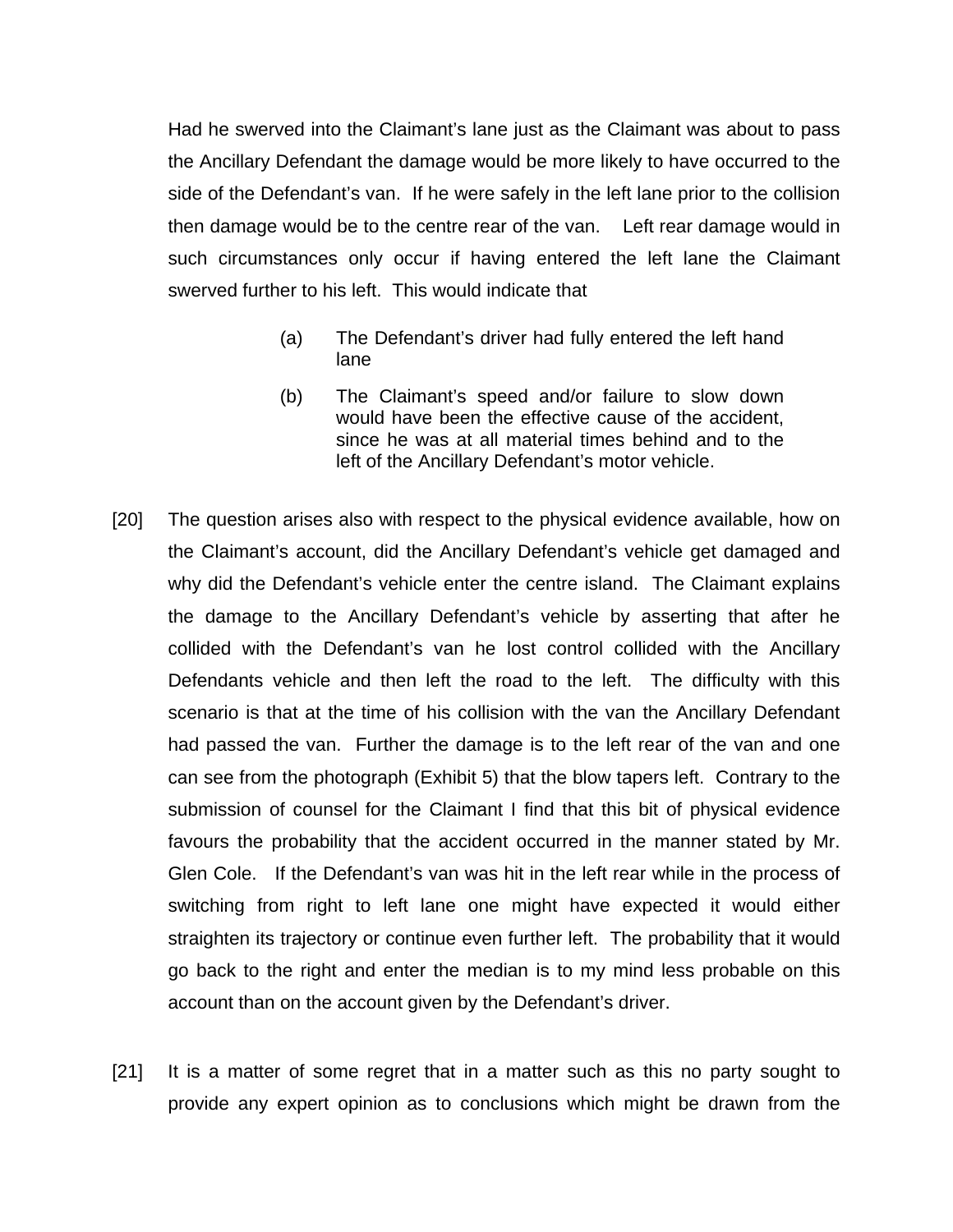Had he swerved into the Claimant's lane just as the Claimant was about to pass the Ancillary Defendant the damage would be more likely to have occurred to the side of the Defendant's van. If he were safely in the left lane prior to the collision then damage would be to the centre rear of the van. Left rear damage would in such circumstances only occur if having entered the left lane the Claimant swerved further to his left. This would indicate that

> (a) The Defendant's driver had fully entered the left hand lane
>
> (b) The Claimant's speed and/or failure to slow down would have been the effective cause of the accident, since he was at all material times behind and to the left of the Ancillary Defendant's motor vehicle.

[20] The question arises also with respect to the physical evidence available, how on the Claimant's account, did the Ancillary Defendant's vehicle get damaged and why did the Defendant's vehicle enter the centre island. The Claimant explains the damage to the Ancillary Defendant's vehicle by asserting that after he collided with the Defendant's van he lost control collided with the Ancillary Defendants vehicle and then left the road to the left. The difficulty with this scenario is that at the time of his collision with the van the Ancillary Defendant had passed the van. Further the damage is to the left rear of the van and one can see from the photograph (Exhibit 5) that the blow tapers left. Contrary to the submission of counsel for the Claimant I find that this bit of physical evidence favours the probability that the accident occurred in the manner stated by Mr. Glen Cole. If the Defendant's van was hit in the left rear while in the process of switching from right to left lane one might have expected it would either straighten its trajectory or continue even further left. The probability that it would go back to the right and enter the median is to my mind less probable on this account than on the account given by the Defendant's driver.

[21] It is a matter of some regret that in a matter such as this no party sought to provide any expert opinion as to conclusions which might be drawn from the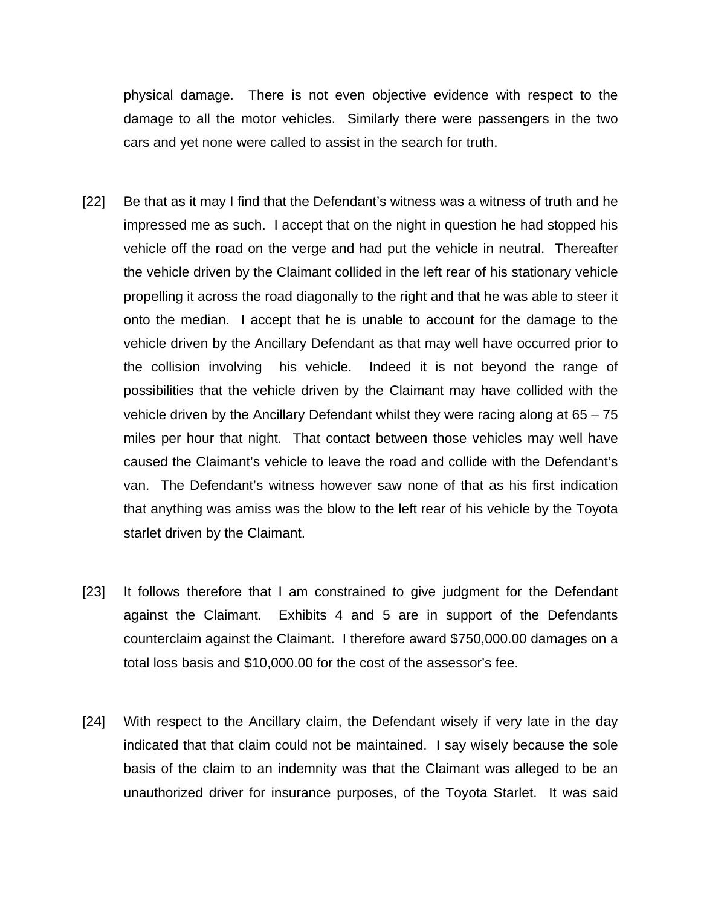physical damage. There is not even objective evidence with respect to the damage to all the motor vehicles. Similarly there were passengers in the two cars and yet none were called to assist in the search for truth.

[22] Be that as it may I find that the Defendant's witness was a witness of truth and he impressed me as such. I accept that on the night in question he had stopped his vehicle off the road on the verge and had put the vehicle in neutral. Thereafter the vehicle driven by the Claimant collided in the left rear of his stationary vehicle propelling it across the road diagonally to the right and that he was able to steer it onto the median. I accept that he is unable to account for the damage to the vehicle driven by the Ancillary Defendant as that may well have occurred prior to the collision involving his vehicle. Indeed it is not beyond the range of possibilities that the vehicle driven by the Claimant may have collided with the vehicle driven by the Ancillary Defendant whilst they were racing along at 65 – 75 miles per hour that night. That contact between those vehicles may well have caused the Claimant's vehicle to leave the road and collide with the Defendant's van. The Defendant's witness however saw none of that as his first indication that anything was amiss was the blow to the left rear of his vehicle by the Toyota starlet driven by the Claimant.

[23] It follows therefore that I am constrained to give judgment for the Defendant against the Claimant. Exhibits 4 and 5 are in support of the Defendants counterclaim against the Claimant. I therefore award $750,000.00 damages on a total loss basis and $10,000.00 for the cost of the assessor's fee.

[24] With respect to the Ancillary claim, the Defendant wisely if very late in the day indicated that that claim could not be maintained. I say wisely because the sole basis of the claim to an indemnity was that the Claimant was alleged to be an unauthorized driver for insurance purposes, of the Toyota Starlet. It was said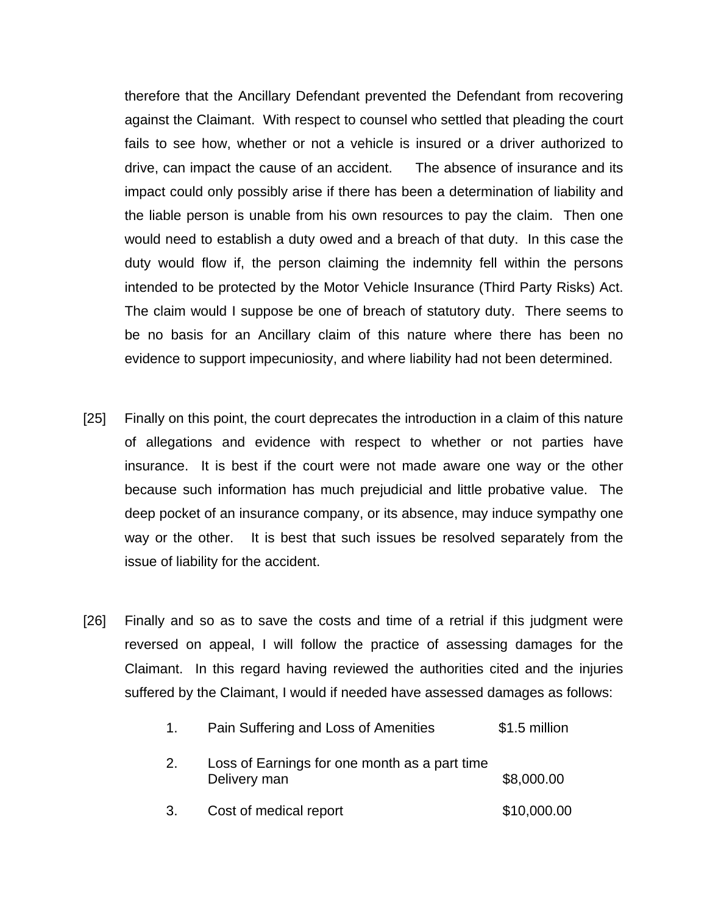therefore that the Ancillary Defendant prevented the Defendant from recovering against the Claimant. With respect to counsel who settled that pleading the court fails to see how, whether or not a vehicle is insured or a driver authorized to drive, can impact the cause of an accident. The absence of insurance and its impact could only possibly arise if there has been a determination of liability and the liable person is unable from his own resources to pay the claim. Then one would need to establish a duty owed and a breach of that duty. In this case the duty would flow if, the person claiming the indemnity fell within the persons intended to be protected by the Motor Vehicle Insurance (Third Party Risks) Act. The claim would I suppose be one of breach of statutory duty. There seems to be no basis for an Ancillary claim of this nature where there has been no evidence to support impecuniosity, and where liability had not been determined.

[25] Finally on this point, the court deprecates the introduction in a claim of this nature of allegations and evidence with respect to whether or not parties have insurance. It is best if the court were not made aware one way or the other because such information has much prejudicial and little probative value. The deep pocket of an insurance company, or its absence, may induce sympathy one way or the other. It is best that such issues be resolved separately from the issue of liability for the accident.

[26] Finally and so as to save the costs and time of a retrial if this judgment were reversed on appeal, I will follow the practice of assessing damages for the Claimant. In this regard having reviewed the authorities cited and the injuries suffered by the Claimant, I would if needed have assessed damages as follows:

1. Pain Suffering and Loss of Amenities $1.5 million

2. Loss of Earnings for one month as a part time Delivery man $8,000.00

3. Cost of medical report $10,000.00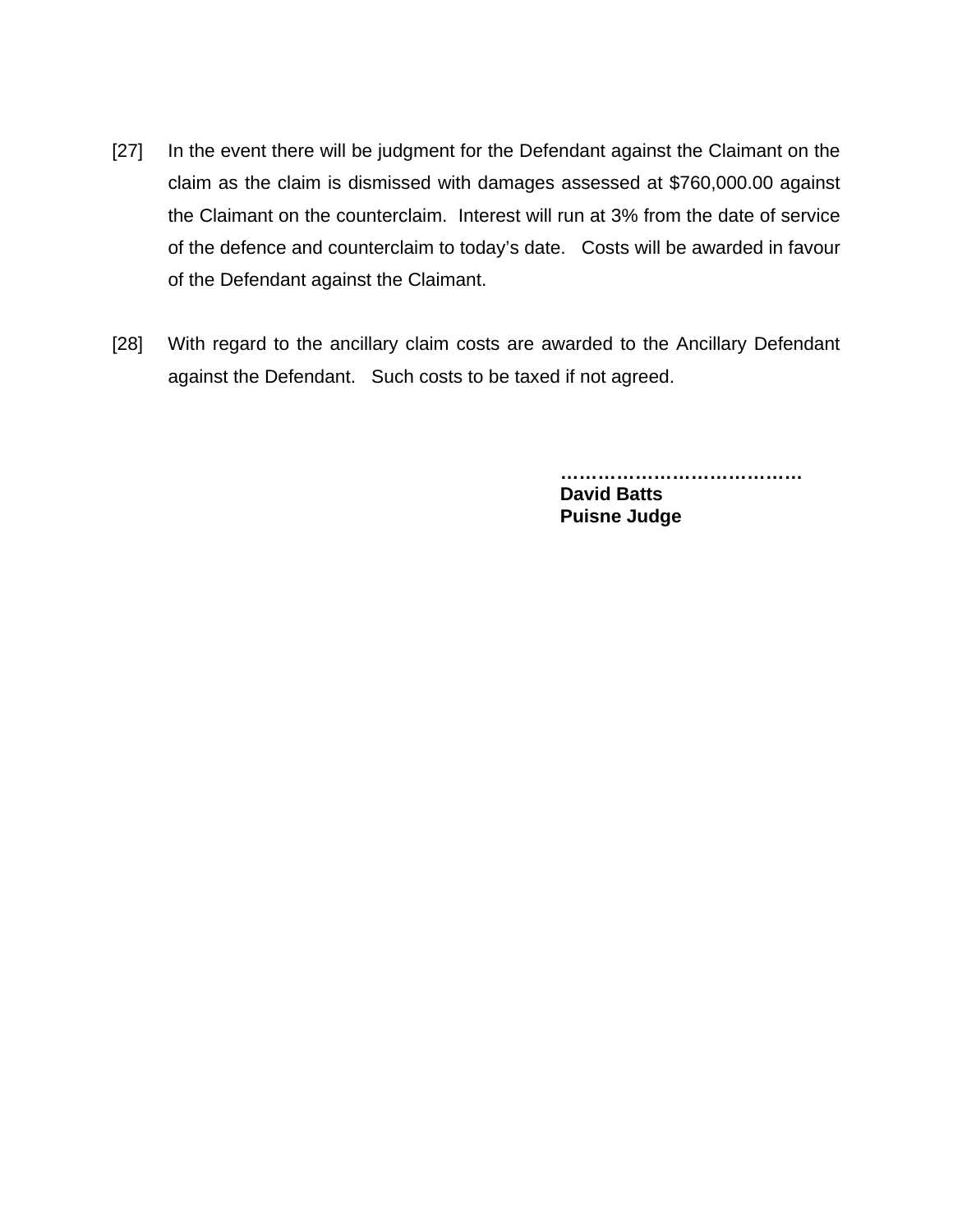[27] In the event there will be judgment for the Defendant against the Claimant on the claim as the claim is dismissed with damages assessed at $760,000.00 against the Claimant on the counterclaim. Interest will run at 3% from the date of service of the defence and counterclaim to today's date. Costs will be awarded in favour of the Defendant against the Claimant.

[28] With regard to the ancillary claim costs are awarded to the Ancillary Defendant against the Defendant. Such costs to be taxed if not agreed.

**…………………………………**
**David Batts**
**Puisne Judge**